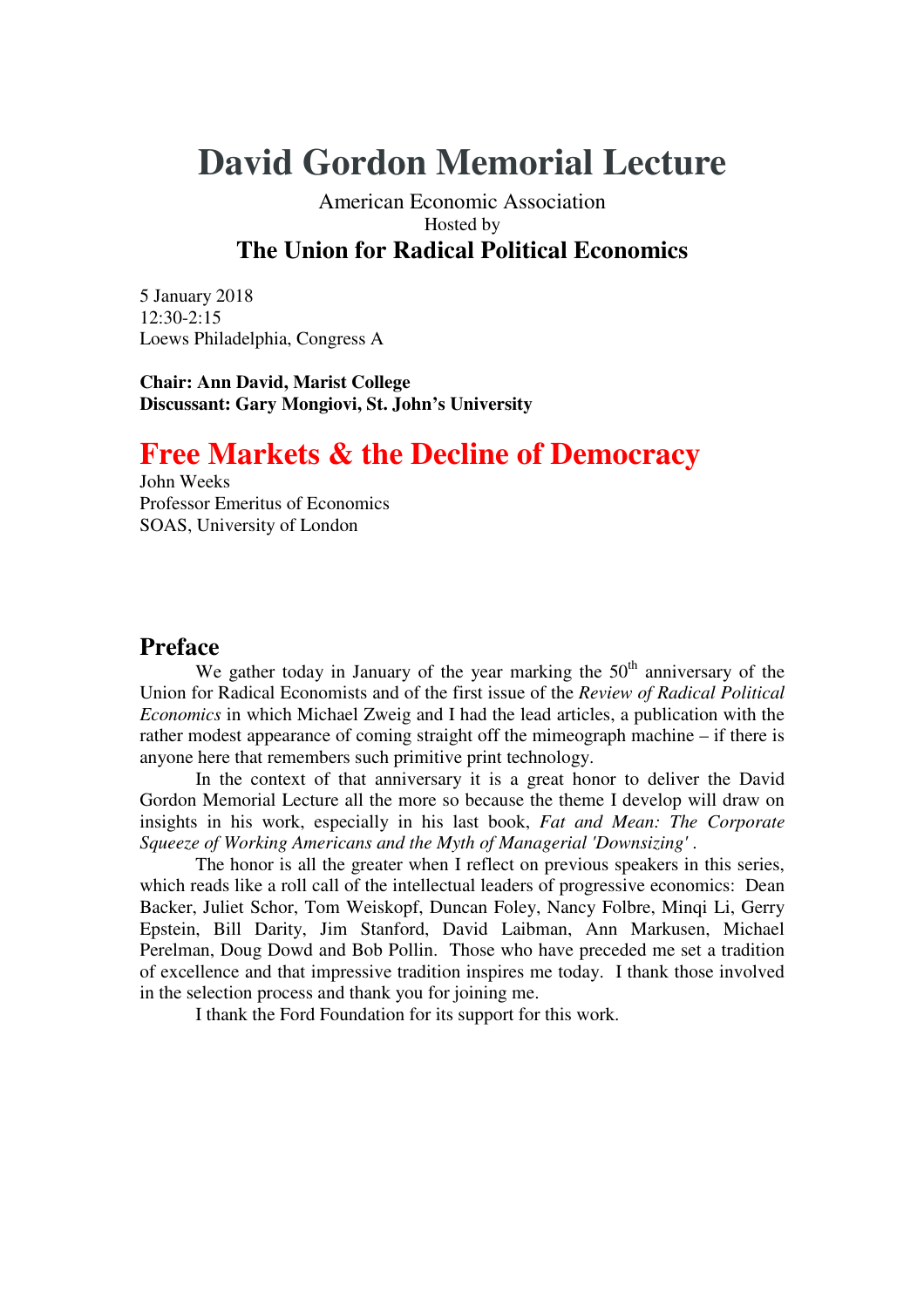# David Gordon Memorial Lecture

American Economic Association
Hosted by
**The Union for Radical Political Economics**

5 January 2018
12:30-2:15
Loews Philadelphia, Congress A

**Chair: Ann David, Marist College**
**Discussant: Gary Mongiovi, St. John's University**

## Free Markets & the Decline of Democracy

John Weeks
Professor Emeritus of Economics
SOAS, University of London

## Preface

We gather today in January of the year marking the 50th anniversary of the Union for Radical Economists and of the first issue of the *Review of Radical Political Economics* in which Michael Zweig and I had the lead articles, a publication with the rather modest appearance of coming straight off the mimeograph machine – if there is anyone here that remembers such primitive print technology.

In the context of that anniversary it is a great honor to deliver the David Gordon Memorial Lecture all the more so because the theme I develop will draw on insights in his work, especially in his last book, *Fat and Mean: The Corporate Squeeze of Working Americans and the Myth of Managerial 'Downsizing'* .

The honor is all the greater when I reflect on previous speakers in this series, which reads like a roll call of the intellectual leaders of progressive economics: Dean Backer, Juliet Schor, Tom Weiskopf, Duncan Foley, Nancy Folbre, Minqi Li, Gerry Epstein, Bill Darity, Jim Stanford, David Laibman, Ann Markusen, Michael Perelman, Doug Dowd and Bob Pollin. Those who have preceded me set a tradition of excellence and that impressive tradition inspires me today. I thank those involved in the selection process and thank you for joining me.

I thank the Ford Foundation for its support for this work.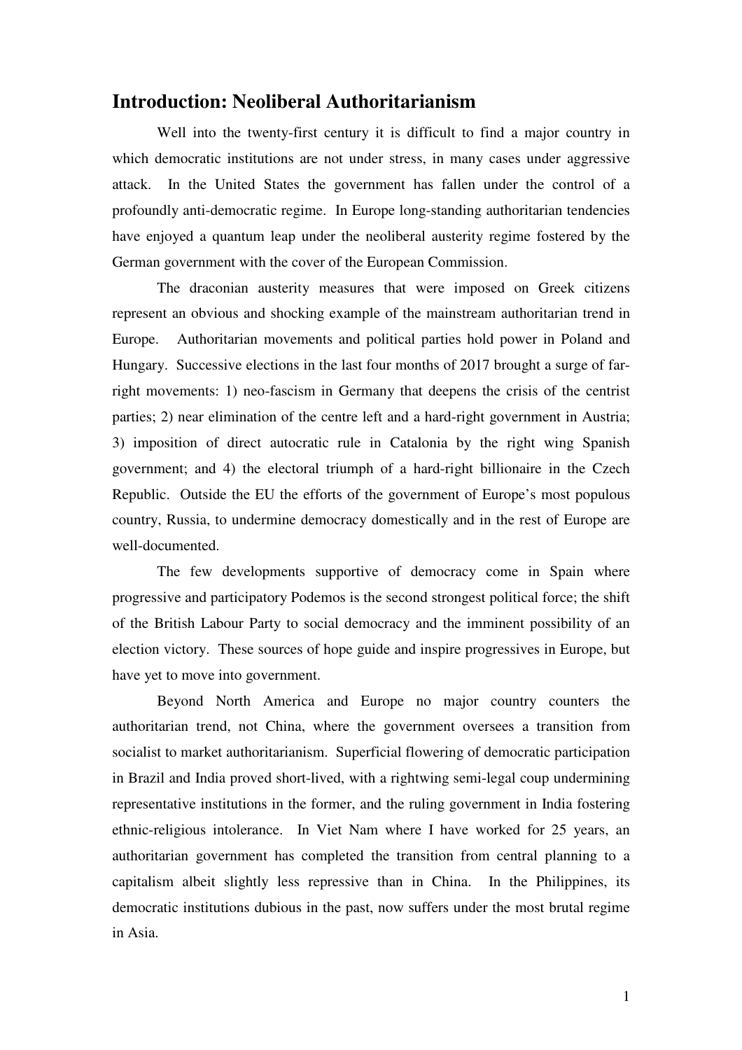## Introduction: Neoliberal Authoritarianism

Well into the twenty-first century it is difficult to find a major country in which democratic institutions are not under stress, in many cases under aggressive attack. In the United States the government has fallen under the control of a profoundly anti-democratic regime. In Europe long-standing authoritarian tendencies have enjoyed a quantum leap under the neoliberal austerity regime fostered by the German government with the cover of the European Commission.

The draconian austerity measures that were imposed on Greek citizens represent an obvious and shocking example of the mainstream authoritarian trend in Europe. Authoritarian movements and political parties hold power in Poland and Hungary. Successive elections in the last four months of 2017 brought a surge of far-right movements: 1) neo-fascism in Germany that deepens the crisis of the centrist parties; 2) near elimination of the centre left and a hard-right government in Austria; 3) imposition of direct autocratic rule in Catalonia by the right wing Spanish government; and 4) the electoral triumph of a hard-right billionaire in the Czech Republic. Outside the EU the efforts of the government of Europe's most populous country, Russia, to undermine democracy domestically and in the rest of Europe are well-documented.

The few developments supportive of democracy come in Spain where progressive and participatory Podemos is the second strongest political force; the shift of the British Labour Party to social democracy and the imminent possibility of an election victory. These sources of hope guide and inspire progressives in Europe, but have yet to move into government.

Beyond North America and Europe no major country counters the authoritarian trend, not China, where the government oversees a transition from socialist to market authoritarianism. Superficial flowering of democratic participation in Brazil and India proved short-lived, with a rightwing semi-legal coup undermining representative institutions in the former, and the ruling government in India fostering ethnic-religious intolerance. In Viet Nam where I have worked for 25 years, an authoritarian government has completed the transition from central planning to a capitalism albeit slightly less repressive than in China. In the Philippines, its democratic institutions dubious in the past, now suffers under the most brutal regime in Asia.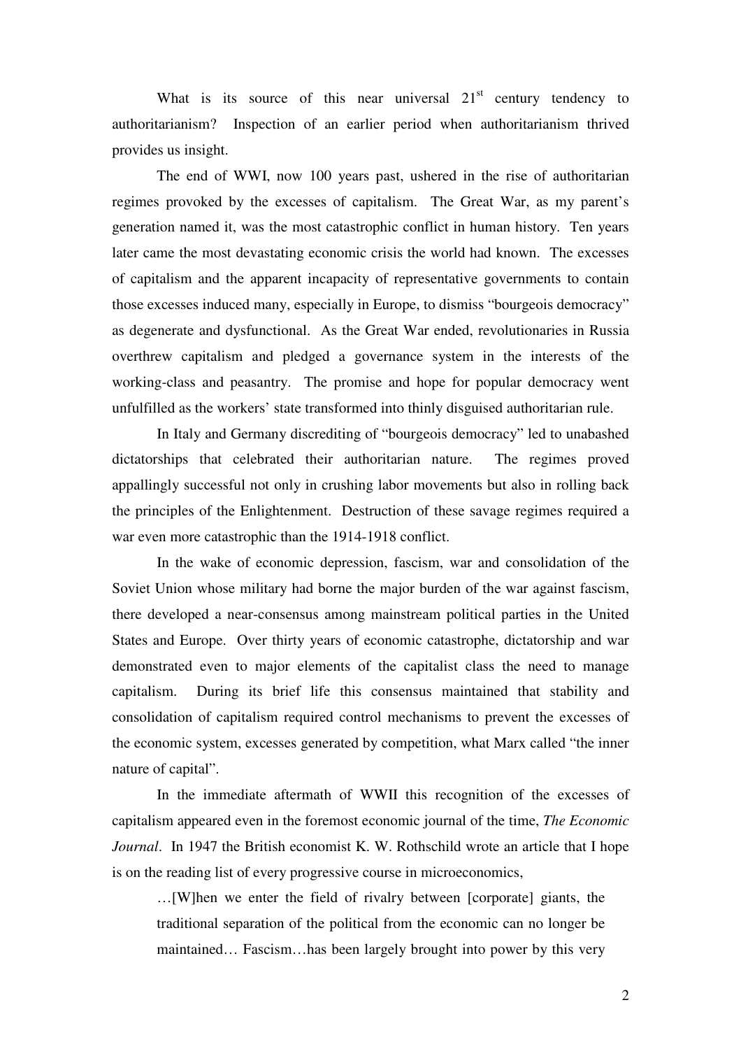What is its source of this near universal 21st century tendency to authoritarianism? Inspection of an earlier period when authoritarianism thrived provides us insight.

The end of WWI, now 100 years past, ushered in the rise of authoritarian regimes provoked by the excesses of capitalism. The Great War, as my parent's generation named it, was the most catastrophic conflict in human history. Ten years later came the most devastating economic crisis the world had known. The excesses of capitalism and the apparent incapacity of representative governments to contain those excesses induced many, especially in Europe, to dismiss "bourgeois democracy" as degenerate and dysfunctional. As the Great War ended, revolutionaries in Russia overthrew capitalism and pledged a governance system in the interests of the working-class and peasantry. The promise and hope for popular democracy went unfulfilled as the workers' state transformed into thinly disguised authoritarian rule.

In Italy and Germany discrediting of "bourgeois democracy" led to unabashed dictatorships that celebrated their authoritarian nature. The regimes proved appallingly successful not only in crushing labor movements but also in rolling back the principles of the Enlightenment. Destruction of these savage regimes required a war even more catastrophic than the 1914-1918 conflict.

In the wake of economic depression, fascism, war and consolidation of the Soviet Union whose military had borne the major burden of the war against fascism, there developed a near-consensus among mainstream political parties in the United States and Europe. Over thirty years of economic catastrophe, dictatorship and war demonstrated even to major elements of the capitalist class the need to manage capitalism. During its brief life this consensus maintained that stability and consolidation of capitalism required control mechanisms to prevent the excesses of the economic system, excesses generated by competition, what Marx called "the inner nature of capital".

In the immediate aftermath of WWII this recognition of the excesses of capitalism appeared even in the foremost economic journal of the time, *The Economic Journal*. In 1947 the British economist K. W. Rothschild wrote an article that I hope is on the reading list of every progressive course in microeconomics,

> …[W]hen we enter the field of rivalry between [corporate] giants, the traditional separation of the political from the economic can no longer be maintained… Fascism…has been largely brought into power by this very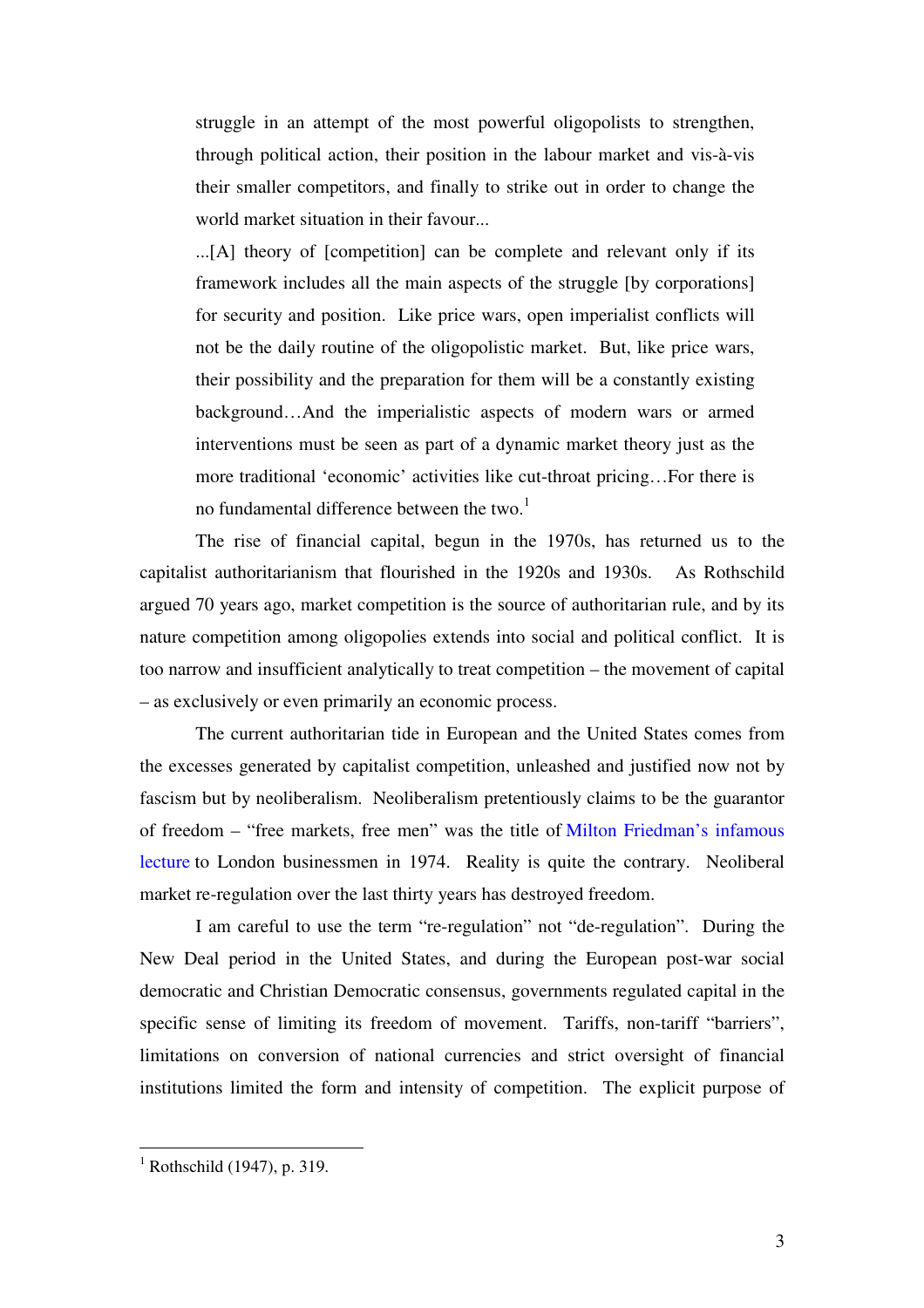> struggle in an attempt of the most powerful oligopolists to strengthen, through political action, their position in the labour market and vis-à-vis their smaller competitors, and finally to strike out in order to change the world market situation in their favour...
>
> ...[A] theory of [competition] can be complete and relevant only if its framework includes all the main aspects of the struggle [by corporations] for security and position. Like price wars, open imperialist conflicts will not be the daily routine of the oligopolistic market. But, like price wars, their possibility and the preparation for them will be a constantly existing background…And the imperialistic aspects of modern wars or armed interventions must be seen as part of a dynamic market theory just as the more traditional 'economic' activities like cut-throat pricing…For there is no fundamental difference between the two.[1]

The rise of financial capital, begun in the 1970s, has returned us to the capitalist authoritarianism that flourished in the 1920s and 1930s. As Rothschild argued 70 years ago, market competition is the source of authoritarian rule, and by its nature competition among oligopolies extends into social and political conflict. It is too narrow and insufficient analytically to treat competition – the movement of capital – as exclusively or even primarily an economic process.

The current authoritarian tide in European and the United States comes from the excesses generated by capitalist competition, unleashed and justified now not by fascism but by neoliberalism. Neoliberalism pretentiously claims to be the guarantor of freedom – "free markets, free men" was the title of Milton Friedman's infamous lecture to London businessmen in 1974. Reality is quite the contrary. Neoliberal market re-regulation over the last thirty years has destroyed freedom.

I am careful to use the term "re-regulation" not "de-regulation". During the New Deal period in the United States, and during the European post-war social democratic and Christian Democratic consensus, governments regulated capital in the specific sense of limiting its freedom of movement. Tariffs, non-tariff "barriers", limitations on conversion of national currencies and strict oversight of financial institutions limited the form and intensity of competition. The explicit purpose of

---

[1] Rothschild (1947), p. 319.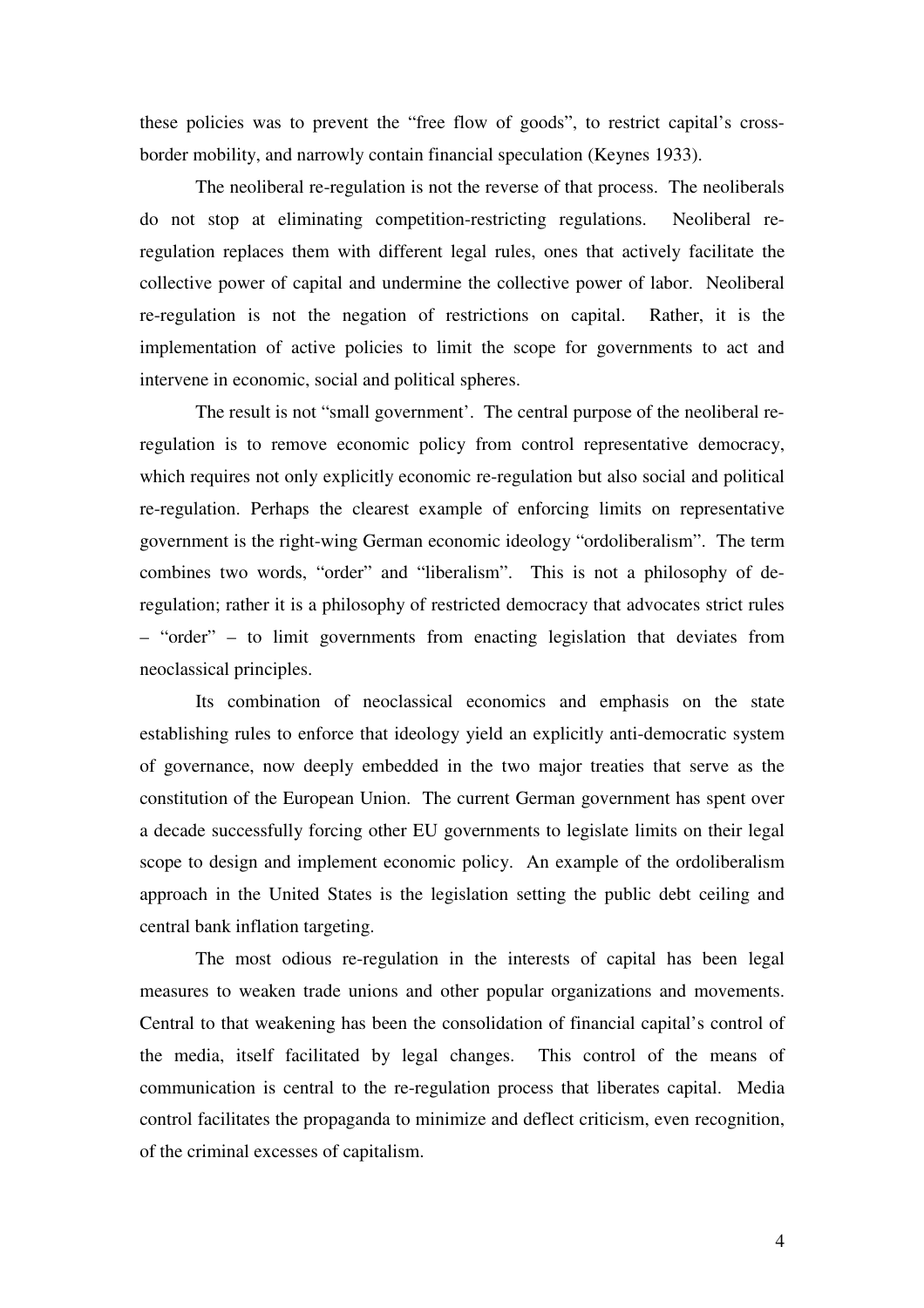these policies was to prevent the "free flow of goods", to restrict capital's cross-border mobility, and narrowly contain financial speculation (Keynes 1933).

The neoliberal re-regulation is not the reverse of that process. The neoliberals do not stop at eliminating competition-restricting regulations. Neoliberal re-regulation replaces them with different legal rules, ones that actively facilitate the collective power of capital and undermine the collective power of labor. Neoliberal re-regulation is not the negation of restrictions on capital. Rather, it is the implementation of active policies to limit the scope for governments to act and intervene in economic, social and political spheres.

The result is not "small government'. The central purpose of the neoliberal re-regulation is to remove economic policy from control representative democracy, which requires not only explicitly economic re-regulation but also social and political re-regulation. Perhaps the clearest example of enforcing limits on representative government is the right-wing German economic ideology "ordoliberalism". The term combines two words, "order" and "liberalism". This is not a philosophy of de-regulation; rather it is a philosophy of restricted democracy that advocates strict rules – "order" – to limit governments from enacting legislation that deviates from neoclassical principles.

Its combination of neoclassical economics and emphasis on the state establishing rules to enforce that ideology yield an explicitly anti-democratic system of governance, now deeply embedded in the two major treaties that serve as the constitution of the European Union. The current German government has spent over a decade successfully forcing other EU governments to legislate limits on their legal scope to design and implement economic policy. An example of the ordoliberalism approach in the United States is the legislation setting the public debt ceiling and central bank inflation targeting.

The most odious re-regulation in the interests of capital has been legal measures to weaken trade unions and other popular organizations and movements. Central to that weakening has been the consolidation of financial capital's control of the media, itself facilitated by legal changes. This control of the means of communication is central to the re-regulation process that liberates capital. Media control facilitates the propaganda to minimize and deflect criticism, even recognition, of the criminal excesses of capitalism.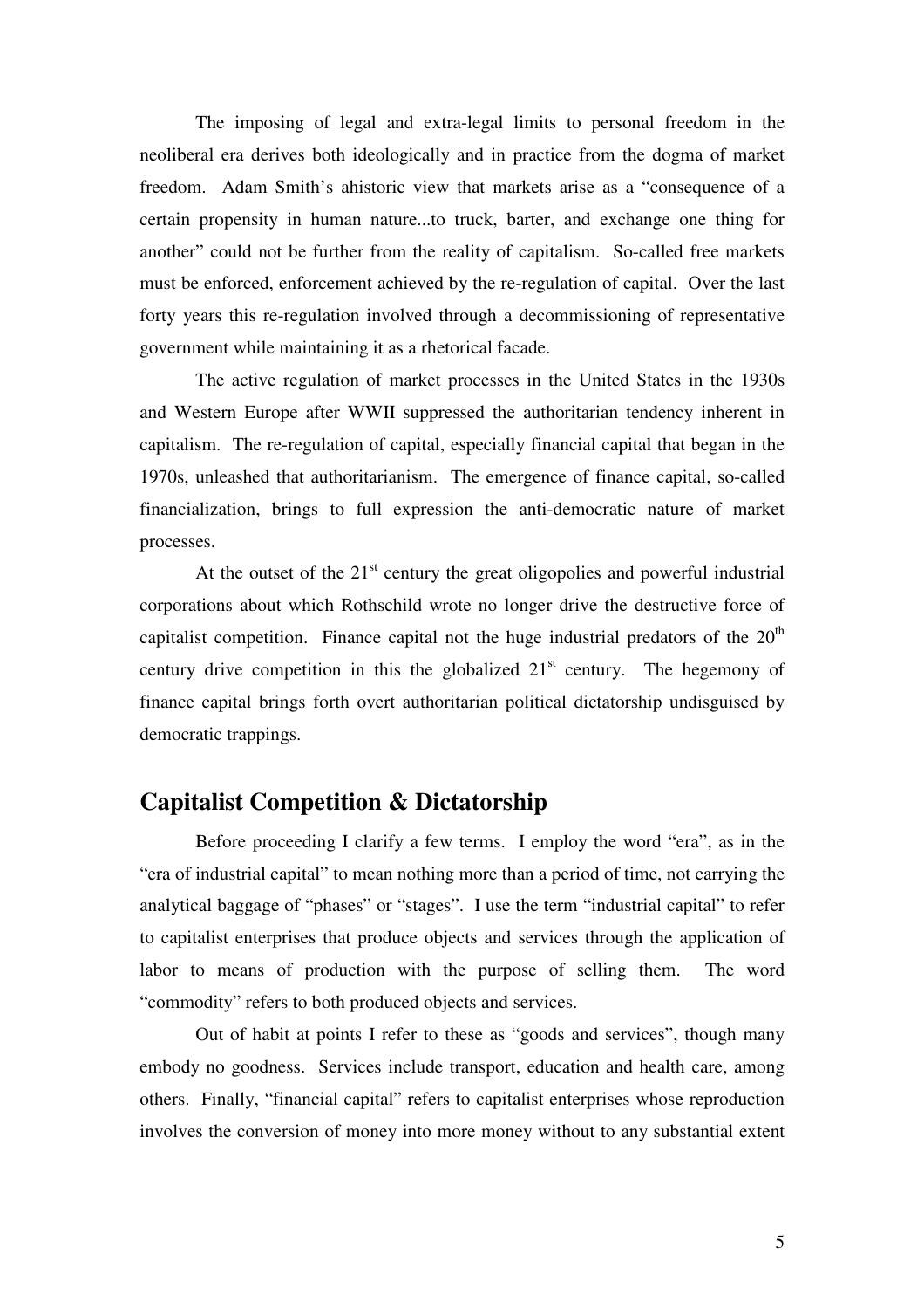The imposing of legal and extra-legal limits to personal freedom in the neoliberal era derives both ideologically and in practice from the dogma of market freedom. Adam Smith's ahistoric view that markets arise as a "consequence of a certain propensity in human nature...to truck, barter, and exchange one thing for another" could not be further from the reality of capitalism. So-called free markets must be enforced, enforcement achieved by the re-regulation of capital. Over the last forty years this re-regulation involved through a decommissioning of representative government while maintaining it as a rhetorical facade.

The active regulation of market processes in the United States in the 1930s and Western Europe after WWII suppressed the authoritarian tendency inherent in capitalism. The re-regulation of capital, especially financial capital that began in the 1970s, unleashed that authoritarianism. The emergence of finance capital, so-called financialization, brings to full expression the anti-democratic nature of market processes.

At the outset of the 21st century the great oligopolies and powerful industrial corporations about which Rothschild wrote no longer drive the destructive force of capitalist competition. Finance capital not the huge industrial predators of the 20th century drive competition in this the globalized 21st century. The hegemony of finance capital brings forth overt authoritarian political dictatorship undisguised by democratic trappings.

## Capitalist Competition & Dictatorship

Before proceeding I clarify a few terms. I employ the word "era", as in the "era of industrial capital" to mean nothing more than a period of time, not carrying the analytical baggage of "phases" or "stages". I use the term "industrial capital" to refer to capitalist enterprises that produce objects and services through the application of labor to means of production with the purpose of selling them. The word "commodity" refers to both produced objects and services.

Out of habit at points I refer to these as "goods and services", though many embody no goodness. Services include transport, education and health care, among others. Finally, "financial capital" refers to capitalist enterprises whose reproduction involves the conversion of money into more money without to any substantial extent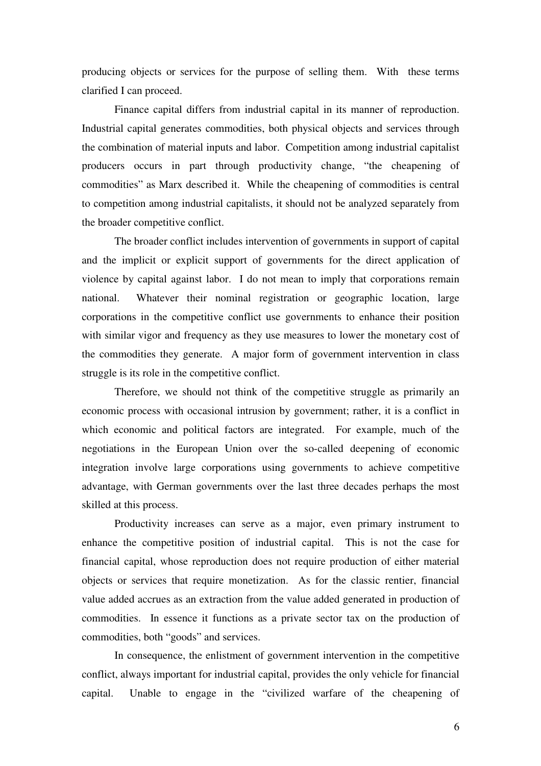producing objects or services for the purpose of selling them. With these terms clarified I can proceed.

Finance capital differs from industrial capital in its manner of reproduction. Industrial capital generates commodities, both physical objects and services through the combination of material inputs and labor. Competition among industrial capitalist producers occurs in part through productivity change, "the cheapening of commodities" as Marx described it. While the cheapening of commodities is central to competition among industrial capitalists, it should not be analyzed separately from the broader competitive conflict.

The broader conflict includes intervention of governments in support of capital and the implicit or explicit support of governments for the direct application of violence by capital against labor. I do not mean to imply that corporations remain national. Whatever their nominal registration or geographic location, large corporations in the competitive conflict use governments to enhance their position with similar vigor and frequency as they use measures to lower the monetary cost of the commodities they generate. A major form of government intervention in class struggle is its role in the competitive conflict.

Therefore, we should not think of the competitive struggle as primarily an economic process with occasional intrusion by government; rather, it is a conflict in which economic and political factors are integrated. For example, much of the negotiations in the European Union over the so-called deepening of economic integration involve large corporations using governments to achieve competitive advantage, with German governments over the last three decades perhaps the most skilled at this process.

Productivity increases can serve as a major, even primary instrument to enhance the competitive position of industrial capital. This is not the case for financial capital, whose reproduction does not require production of either material objects or services that require monetization. As for the classic rentier, financial value added accrues as an extraction from the value added generated in production of commodities. In essence it functions as a private sector tax on the production of commodities, both "goods" and services.

In consequence, the enlistment of government intervention in the competitive conflict, always important for industrial capital, provides the only vehicle for financial capital. Unable to engage in the "civilized warfare of the cheapening of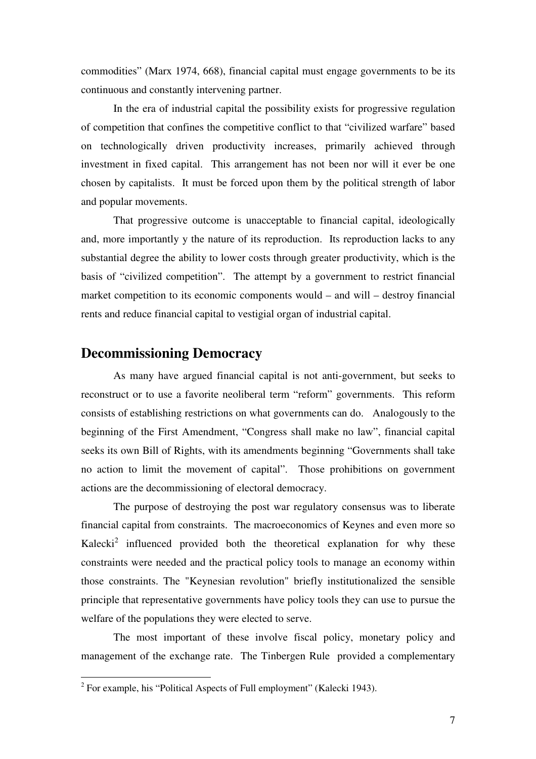commodities" (Marx 1974, 668), financial capital must engage governments to be its continuous and constantly intervening partner.

In the era of industrial capital the possibility exists for progressive regulation of competition that confines the competitive conflict to that "civilized warfare" based on technologically driven productivity increases, primarily achieved through investment in fixed capital. This arrangement has not been nor will it ever be one chosen by capitalists. It must be forced upon them by the political strength of labor and popular movements.

That progressive outcome is unacceptable to financial capital, ideologically and, more importantly y the nature of its reproduction. Its reproduction lacks to any substantial degree the ability to lower costs through greater productivity, which is the basis of "civilized competition". The attempt by a government to restrict financial market competition to its economic components would – and will – destroy financial rents and reduce financial capital to vestigial organ of industrial capital.

## Decommissioning Democracy

As many have argued financial capital is not anti-government, but seeks to reconstruct or to use a favorite neoliberal term "reform" governments. This reform consists of establishing restrictions on what governments can do. Analogously to the beginning of the First Amendment, "Congress shall make no law", financial capital seeks its own Bill of Rights, with its amendments beginning "Governments shall take no action to limit the movement of capital". Those prohibitions on government actions are the decommissioning of electoral democracy.

The purpose of destroying the post war regulatory consensus was to liberate financial capital from constraints. The macroeconomics of Keynes and even more so Kalecki[2] influenced provided both the theoretical explanation for why these constraints were needed and the practical policy tools to manage an economy within those constraints. The "Keynesian revolution" briefly institutionalized the sensible principle that representative governments have policy tools they can use to pursue the welfare of the populations they were elected to serve.

The most important of these involve fiscal policy, monetary policy and management of the exchange rate. The Tinbergen Rule provided a complementary

[2] For example, his "Political Aspects of Full employment" (Kalecki 1943).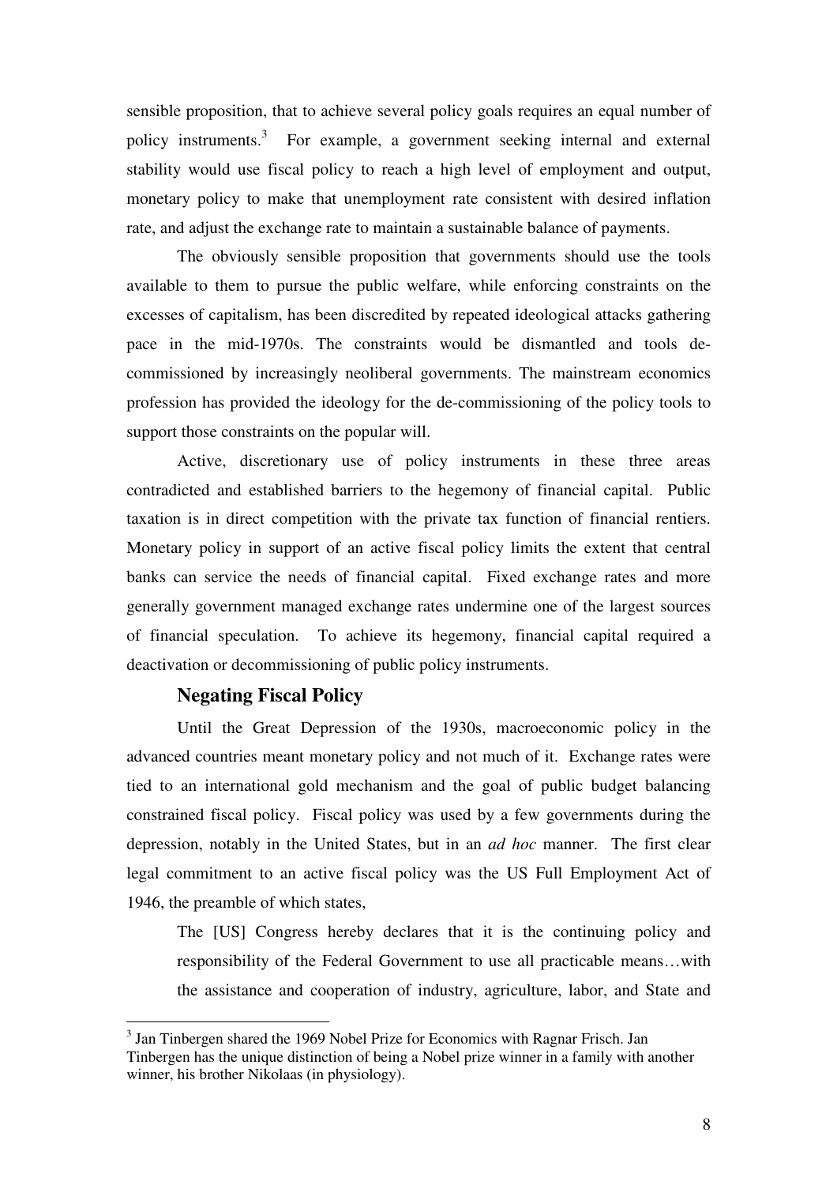sensible proposition, that to achieve several policy goals requires an equal number of policy instruments.[3] For example, a government seeking internal and external stability would use fiscal policy to reach a high level of employment and output, monetary policy to make that unemployment rate consistent with desired inflation rate, and adjust the exchange rate to maintain a sustainable balance of payments.

The obviously sensible proposition that governments should use the tools available to them to pursue the public welfare, while enforcing constraints on the excesses of capitalism, has been discredited by repeated ideological attacks gathering pace in the mid-1970s. The constraints would be dismantled and tools de-commissioned by increasingly neoliberal governments. The mainstream economics profession has provided the ideology for the de-commissioning of the policy tools to support those constraints on the popular will.

Active, discretionary use of policy instruments in these three areas contradicted and established barriers to the hegemony of financial capital. Public taxation is in direct competition with the private tax function of financial rentiers. Monetary policy in support of an active fiscal policy limits the extent that central banks can service the needs of financial capital. Fixed exchange rates and more generally government managed exchange rates undermine one of the largest sources of financial speculation. To achieve its hegemony, financial capital required a deactivation or decommissioning of public policy instruments.

### Negating Fiscal Policy

Until the Great Depression of the 1930s, macroeconomic policy in the advanced countries meant monetary policy and not much of it. Exchange rates were tied to an international gold mechanism and the goal of public budget balancing constrained fiscal policy. Fiscal policy was used by a few governments during the depression, notably in the United States, but in an *ad hoc* manner. The first clear legal commitment to an active fiscal policy was the US Full Employment Act of 1946, the preamble of which states,

> The [US] Congress hereby declares that it is the continuing policy and responsibility of the Federal Government to use all practicable means…with the assistance and cooperation of industry, agriculture, labor, and State and

[3] Jan Tinbergen shared the 1969 Nobel Prize for Economics with Ragnar Frisch. Jan Tinbergen has the unique distinction of being a Nobel prize winner in a family with another winner, his brother Nikolaas (in physiology).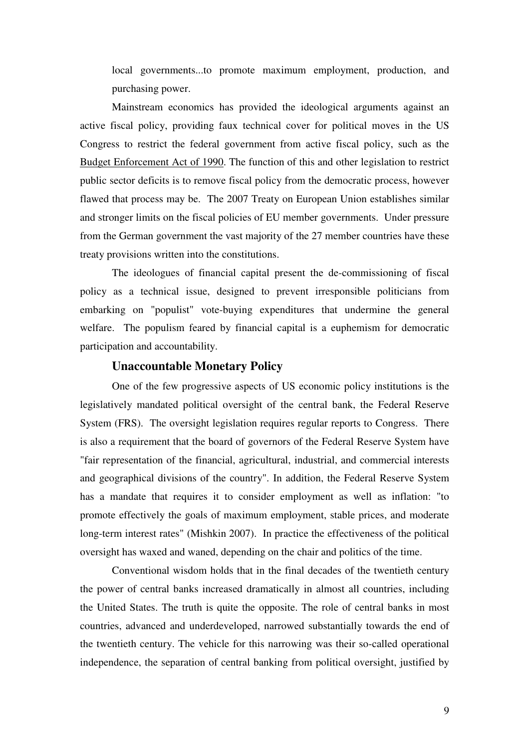local governments...to promote maximum employment, production, and purchasing power.

Mainstream economics has provided the ideological arguments against an active fiscal policy, providing faux technical cover for political moves in the US Congress to restrict the federal government from active fiscal policy, such as the Budget Enforcement Act of 1990. The function of this and other legislation to restrict public sector deficits is to remove fiscal policy from the democratic process, however flawed that process may be. The 2007 Treaty on European Union establishes similar and stronger limits on the fiscal policies of EU member governments. Under pressure from the German government the vast majority of the 27 member countries have these treaty provisions written into the constitutions.

The ideologues of financial capital present the de-commissioning of fiscal policy as a technical issue, designed to prevent irresponsible politicians from embarking on "populist" vote-buying expenditures that undermine the general welfare. The populism feared by financial capital is a euphemism for democratic participation and accountability.

### Unaccountable Monetary Policy

One of the few progressive aspects of US economic policy institutions is the legislatively mandated political oversight of the central bank, the Federal Reserve System (FRS). The oversight legislation requires regular reports to Congress. There is also a requirement that the board of governors of the Federal Reserve System have "fair representation of the financial, agricultural, industrial, and commercial interests and geographical divisions of the country". In addition, the Federal Reserve System has a mandate that requires it to consider employment as well as inflation: "to promote effectively the goals of maximum employment, stable prices, and moderate long-term interest rates" (Mishkin 2007). In practice the effectiveness of the political oversight has waxed and waned, depending on the chair and politics of the time.

Conventional wisdom holds that in the final decades of the twentieth century the power of central banks increased dramatically in almost all countries, including the United States. The truth is quite the opposite. The role of central banks in most countries, advanced and underdeveloped, narrowed substantially towards the end of the twentieth century. The vehicle for this narrowing was their so-called operational independence, the separation of central banking from political oversight, justified by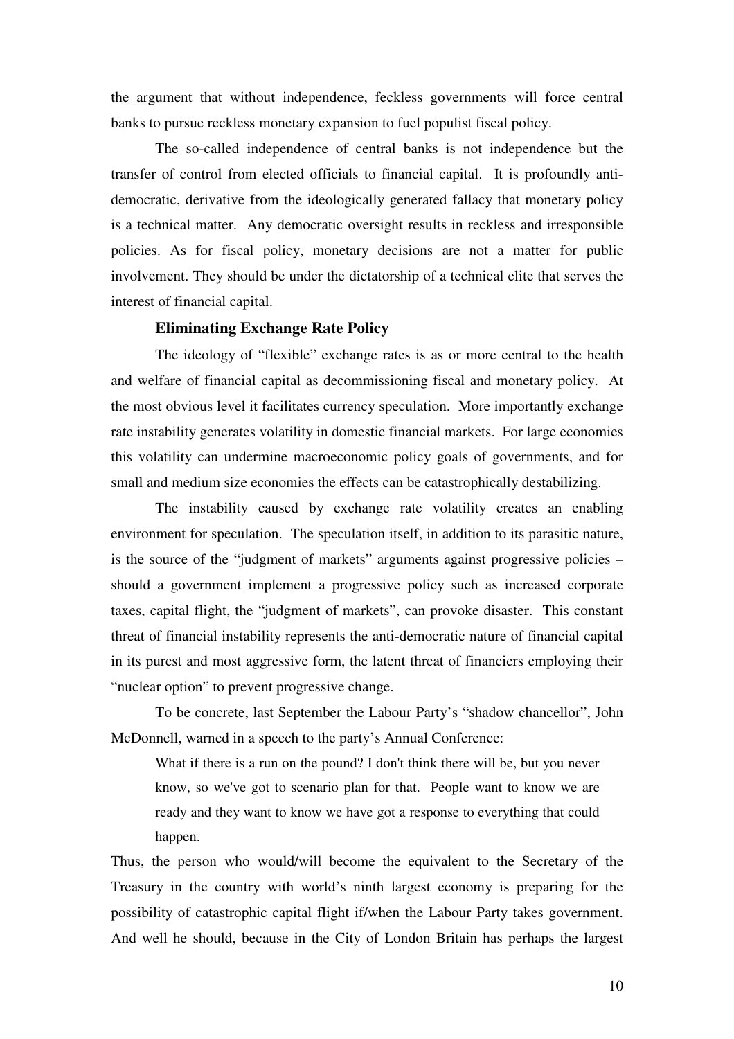the argument that without independence, feckless governments will force central banks to pursue reckless monetary expansion to fuel populist fiscal policy.

The so-called independence of central banks is not independence but the transfer of control from elected officials to financial capital. It is profoundly anti-democratic, derivative from the ideologically generated fallacy that monetary policy is a technical matter. Any democratic oversight results in reckless and irresponsible policies. As for fiscal policy, monetary decisions are not a matter for public involvement. They should be under the dictatorship of a technical elite that serves the interest of financial capital.

### Eliminating Exchange Rate Policy

The ideology of "flexible" exchange rates is as or more central to the health and welfare of financial capital as decommissioning fiscal and monetary policy. At the most obvious level it facilitates currency speculation. More importantly exchange rate instability generates volatility in domestic financial markets. For large economies this volatility can undermine macroeconomic policy goals of governments, and for small and medium size economies the effects can be catastrophically destabilizing.

The instability caused by exchange rate volatility creates an enabling environment for speculation. The speculation itself, in addition to its parasitic nature, is the source of the "judgment of markets" arguments against progressive policies – should a government implement a progressive policy such as increased corporate taxes, capital flight, the "judgment of markets", can provoke disaster. This constant threat of financial instability represents the anti-democratic nature of financial capital in its purest and most aggressive form, the latent threat of financiers employing their "nuclear option" to prevent progressive change.

To be concrete, last September the Labour Party's "shadow chancellor", John McDonnell, warned in a speech to the party's Annual Conference:

> What if there is a run on the pound? I don't think there will be, but you never know, so we've got to scenario plan for that. People want to know we are ready and they want to know we have got a response to everything that could happen.

Thus, the person who would/will become the equivalent to the Secretary of the Treasury in the country with world's ninth largest economy is preparing for the possibility of catastrophic capital flight if/when the Labour Party takes government. And well he should, because in the City of London Britain has perhaps the largest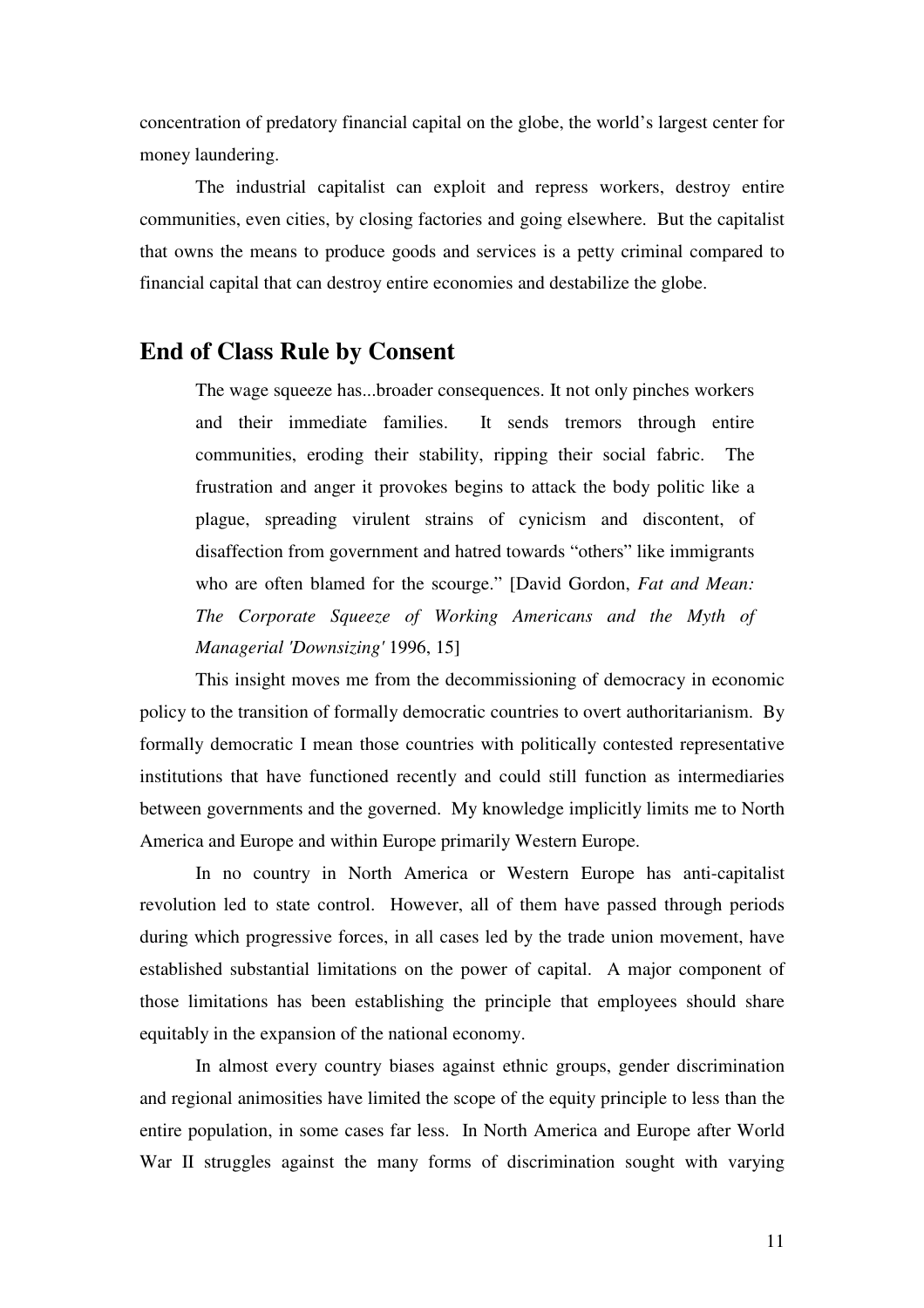concentration of predatory financial capital on the globe, the world's largest center for money laundering.

The industrial capitalist can exploit and repress workers, destroy entire communities, even cities, by closing factories and going elsewhere. But the capitalist that owns the means to produce goods and services is a petty criminal compared to financial capital that can destroy entire economies and destabilize the globe.

## End of Class Rule by Consent

> The wage squeeze has...broader consequences. It not only pinches workers and their immediate families. It sends tremors through entire communities, eroding their stability, ripping their social fabric. The frustration and anger it provokes begins to attack the body politic like a plague, spreading virulent strains of cynicism and discontent, of disaffection from government and hatred towards "others" like immigrants who are often blamed for the scourge." [David Gordon, *Fat and Mean: The Corporate Squeeze of Working Americans and the Myth of Managerial 'Downsizing'* 1996, 15]

This insight moves me from the decommissioning of democracy in economic policy to the transition of formally democratic countries to overt authoritarianism. By formally democratic I mean those countries with politically contested representative institutions that have functioned recently and could still function as intermediaries between governments and the governed. My knowledge implicitly limits me to North America and Europe and within Europe primarily Western Europe.

In no country in North America or Western Europe has anti-capitalist revolution led to state control. However, all of them have passed through periods during which progressive forces, in all cases led by the trade union movement, have established substantial limitations on the power of capital. A major component of those limitations has been establishing the principle that employees should share equitably in the expansion of the national economy.

In almost every country biases against ethnic groups, gender discrimination and regional animosities have limited the scope of the equity principle to less than the entire population, in some cases far less. In North America and Europe after World War II struggles against the many forms of discrimination sought with varying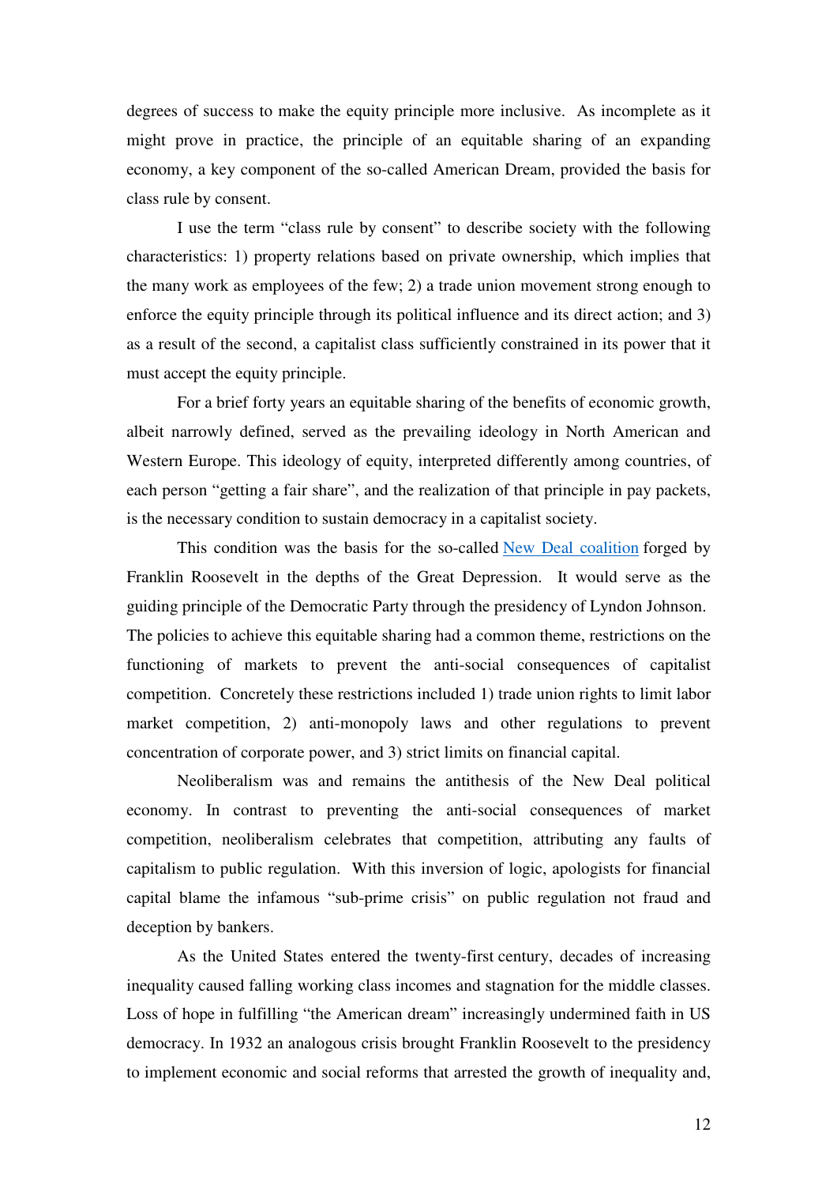degrees of success to make the equity principle more inclusive. As incomplete as it might prove in practice, the principle of an equitable sharing of an expanding economy, a key component of the so-called American Dream, provided the basis for class rule by consent.

I use the term "class rule by consent" to describe society with the following characteristics: 1) property relations based on private ownership, which implies that the many work as employees of the few; 2) a trade union movement strong enough to enforce the equity principle through its political influence and its direct action; and 3) as a result of the second, a capitalist class sufficiently constrained in its power that it must accept the equity principle.

For a brief forty years an equitable sharing of the benefits of economic growth, albeit narrowly defined, served as the prevailing ideology in North American and Western Europe. This ideology of equity, interpreted differently among countries, of each person "getting a fair share", and the realization of that principle in pay packets, is the necessary condition to sustain democracy in a capitalist society.

This condition was the basis for the so-called New Deal coalition forged by Franklin Roosevelt in the depths of the Great Depression. It would serve as the guiding principle of the Democratic Party through the presidency of Lyndon Johnson. The policies to achieve this equitable sharing had a common theme, restrictions on the functioning of markets to prevent the anti-social consequences of capitalist competition. Concretely these restrictions included 1) trade union rights to limit labor market competition, 2) anti-monopoly laws and other regulations to prevent concentration of corporate power, and 3) strict limits on financial capital.

Neoliberalism was and remains the antithesis of the New Deal political economy. In contrast to preventing the anti-social consequences of market competition, neoliberalism celebrates that competition, attributing any faults of capitalism to public regulation. With this inversion of logic, apologists for financial capital blame the infamous "sub-prime crisis" on public regulation not fraud and deception by bankers.

As the United States entered the twenty-first century, decades of increasing inequality caused falling working class incomes and stagnation for the middle classes. Loss of hope in fulfilling "the American dream" increasingly undermined faith in US democracy. In 1932 an analogous crisis brought Franklin Roosevelt to the presidency to implement economic and social reforms that arrested the growth of inequality and,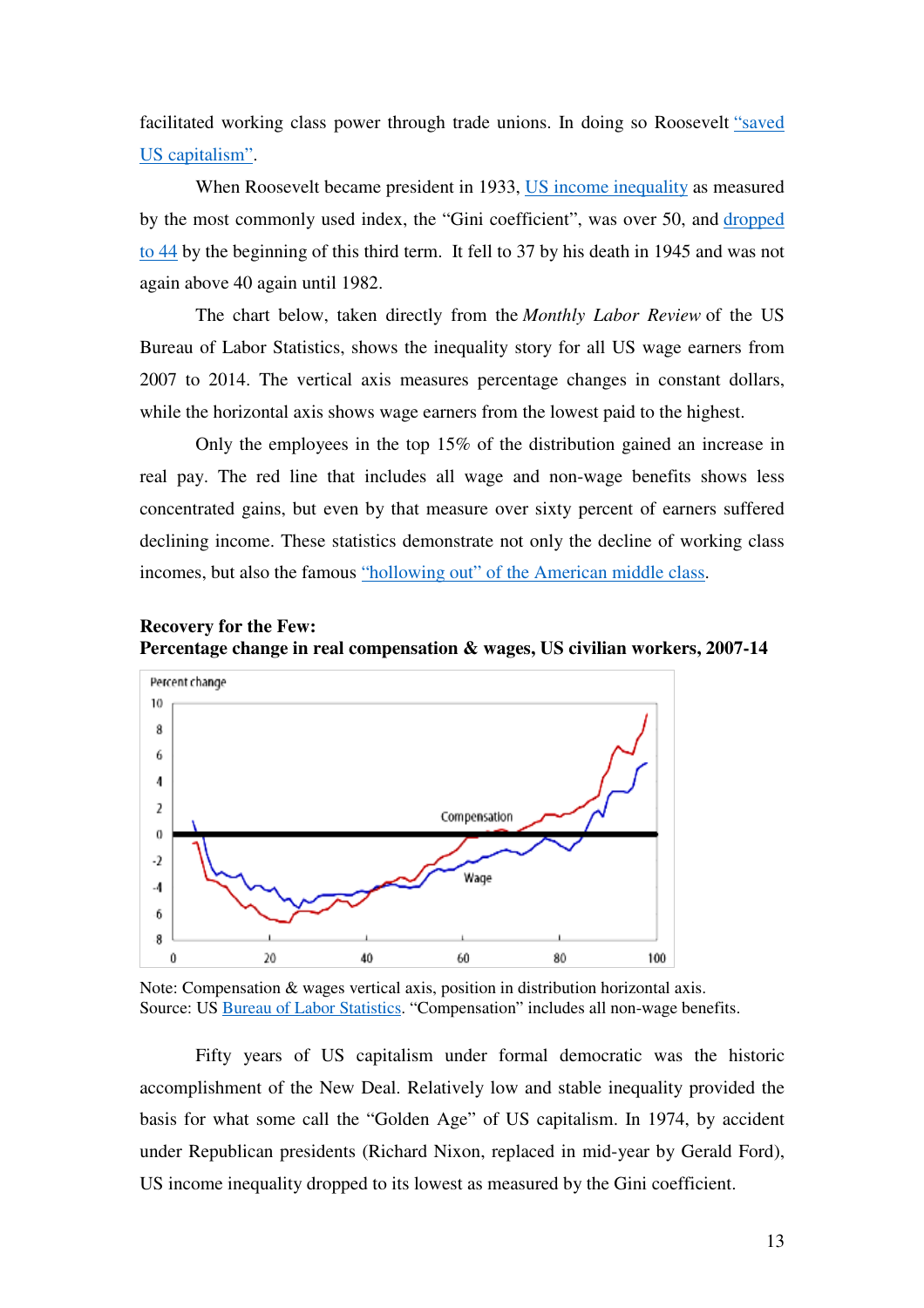facilitated working class power through trade unions. In doing so Roosevelt "saved US capitalism".

When Roosevelt became president in 1933, US income inequality as measured by the most commonly used index, the "Gini coefficient", was over 50, and dropped to 44 by the beginning of this third term. It fell to 37 by his death in 1945 and was not again above 40 again until 1982.

The chart below, taken directly from the *Monthly Labor Review* of the US Bureau of Labor Statistics, shows the inequality story for all US wage earners from 2007 to 2014. The vertical axis measures percentage changes in constant dollars, while the horizontal axis shows wage earners from the lowest paid to the highest.

Only the employees in the top 15% of the distribution gained an increase in real pay. The red line that includes all wage and non-wage benefits shows less concentrated gains, but even by that measure over sixty percent of earners suffered declining income. These statistics demonstrate not only the decline of working class incomes, but also the famous "hollowing out" of the American middle class.

**Recovery for the Few:**
**Percentage change in real compensation & wages, US civilian workers, 2007-14**

Note: Compensation & wages vertical axis, position in distribution horizontal axis.
Source: US Bureau of Labor Statistics. "Compensation" includes all non-wage benefits.

Fifty years of US capitalism under formal democratic was the historic accomplishment of the New Deal. Relatively low and stable inequality provided the basis for what some call the "Golden Age" of US capitalism. In 1974, by accident under Republican presidents (Richard Nixon, replaced in mid-year by Gerald Ford), US income inequality dropped to its lowest as measured by the Gini coefficient.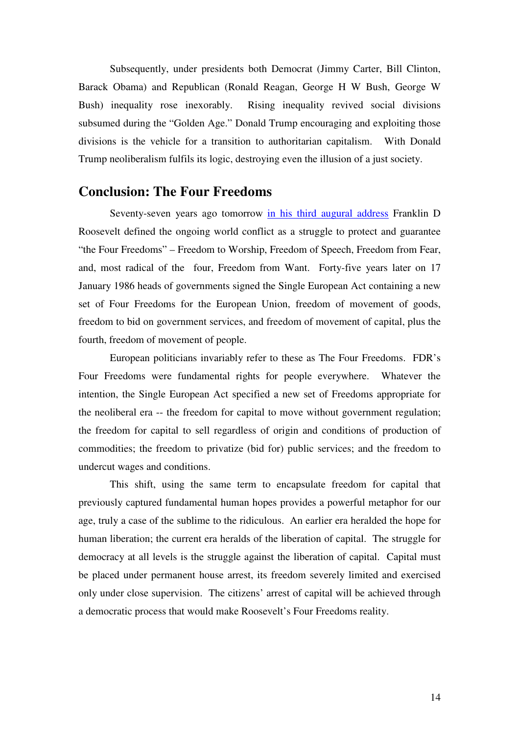Subsequently, under presidents both Democrat (Jimmy Carter, Bill Clinton, Barack Obama) and Republican (Ronald Reagan, George H W Bush, George W Bush) inequality rose inexorably. Rising inequality revived social divisions subsumed during the "Golden Age." Donald Trump encouraging and exploiting those divisions is the vehicle for a transition to authoritarian capitalism. With Donald Trump neoliberalism fulfils its logic, destroying even the illusion of a just society.

## Conclusion: The Four Freedoms

Seventy-seven years ago tomorrow [in his third augural address] Franklin D Roosevelt defined the ongoing world conflict as a struggle to protect and guarantee "the Four Freedoms" – Freedom to Worship, Freedom of Speech, Freedom from Fear, and, most radical of the four, Freedom from Want. Forty-five years later on 17 January 1986 heads of governments signed the Single European Act containing a new set of Four Freedoms for the European Union, freedom of movement of goods, freedom to bid on government services, and freedom of movement of capital, plus the fourth, freedom of movement of people.

European politicians invariably refer to these as The Four Freedoms. FDR's Four Freedoms were fundamental rights for people everywhere. Whatever the intention, the Single European Act specified a new set of Freedoms appropriate for the neoliberal era -- the freedom for capital to move without government regulation; the freedom for capital to sell regardless of origin and conditions of production of commodities; the freedom to privatize (bid for) public services; and the freedom to undercut wages and conditions.

This shift, using the same term to encapsulate freedom for capital that previously captured fundamental human hopes provides a powerful metaphor for our age, truly a case of the sublime to the ridiculous. An earlier era heralded the hope for human liberation; the current era heralds of the liberation of capital. The struggle for democracy at all levels is the struggle against the liberation of capital. Capital must be placed under permanent house arrest, its freedom severely limited and exercised only under close supervision. The citizens' arrest of capital will be achieved through a democratic process that would make Roosevelt's Four Freedoms reality.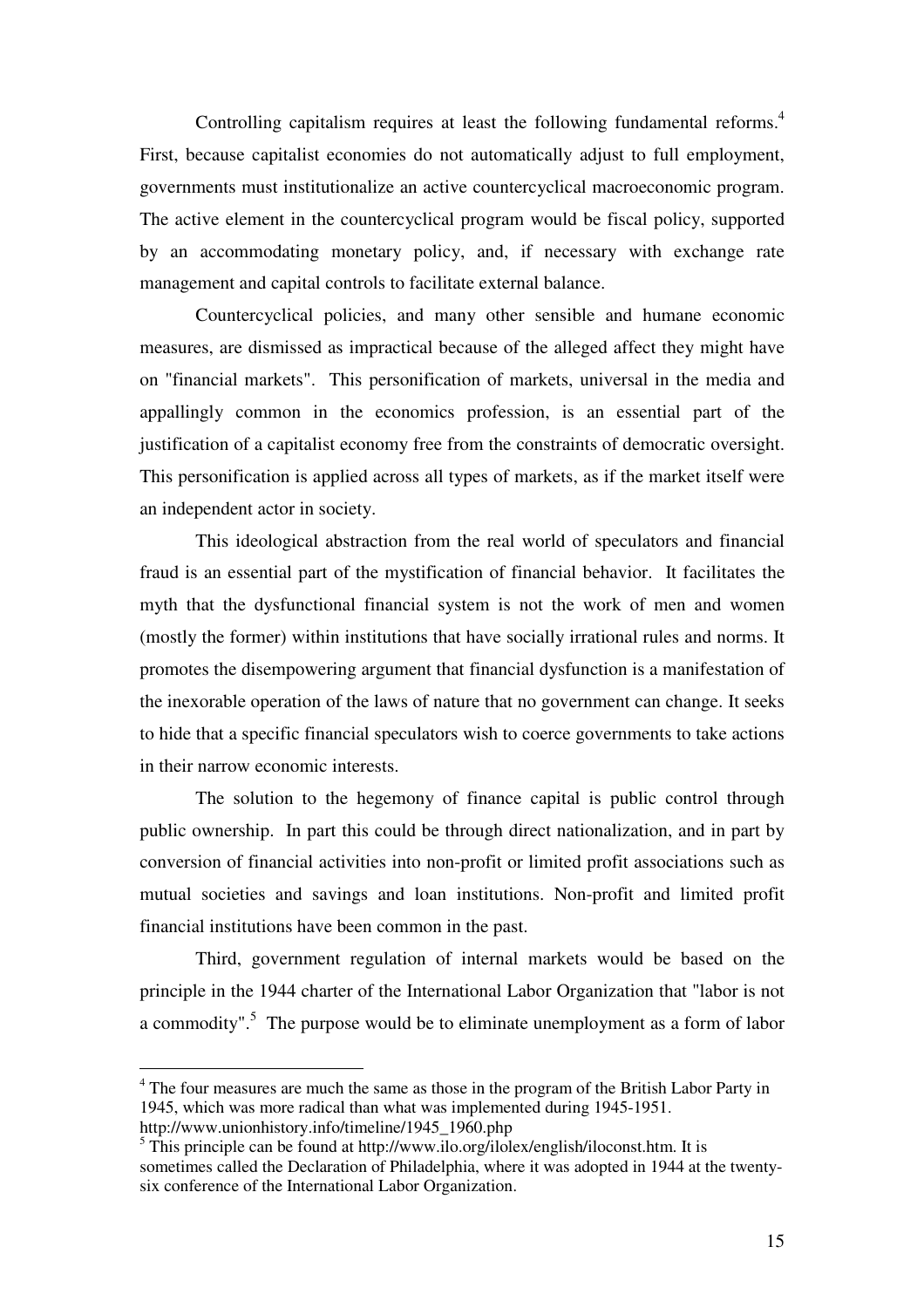Controlling capitalism requires at least the following fundamental reforms.[4] First, because capitalist economies do not automatically adjust to full employment, governments must institutionalize an active countercyclical macroeconomic program. The active element in the countercyclical program would be fiscal policy, supported by an accommodating monetary policy, and, if necessary with exchange rate management and capital controls to facilitate external balance.

Countercyclical policies, and many other sensible and humane economic measures, are dismissed as impractical because of the alleged affect they might have on "financial markets". This personification of markets, universal in the media and appallingly common in the economics profession, is an essential part of the justification of a capitalist economy free from the constraints of democratic oversight. This personification is applied across all types of markets, as if the market itself were an independent actor in society.

This ideological abstraction from the real world of speculators and financial fraud is an essential part of the mystification of financial behavior. It facilitates the myth that the dysfunctional financial system is not the work of men and women (mostly the former) within institutions that have socially irrational rules and norms. It promotes the disempowering argument that financial dysfunction is a manifestation of the inexorable operation of the laws of nature that no government can change. It seeks to hide that a specific financial speculators wish to coerce governments to take actions in their narrow economic interests.

The solution to the hegemony of finance capital is public control through public ownership. In part this could be through direct nationalization, and in part by conversion of financial activities into non-profit or limited profit associations such as mutual societies and savings and loan institutions. Non-profit and limited profit financial institutions have been common in the past.

Third, government regulation of internal markets would be based on the principle in the 1944 charter of the International Labor Organization that "labor is not a commodity".[5] The purpose would be to eliminate unemployment as a form of labor

---

[4] The four measures are much the same as those in the program of the British Labor Party in 1945, which was more radical than what was implemented during 1945-1951. http://www.unionhistory.info/timeline/1945_1960.php

[5] This principle can be found at http://www.ilo.org/ilolex/english/iloconst.htm. It is sometimes called the Declaration of Philadelphia, where it was adopted in 1944 at the twenty-six conference of the International Labor Organization.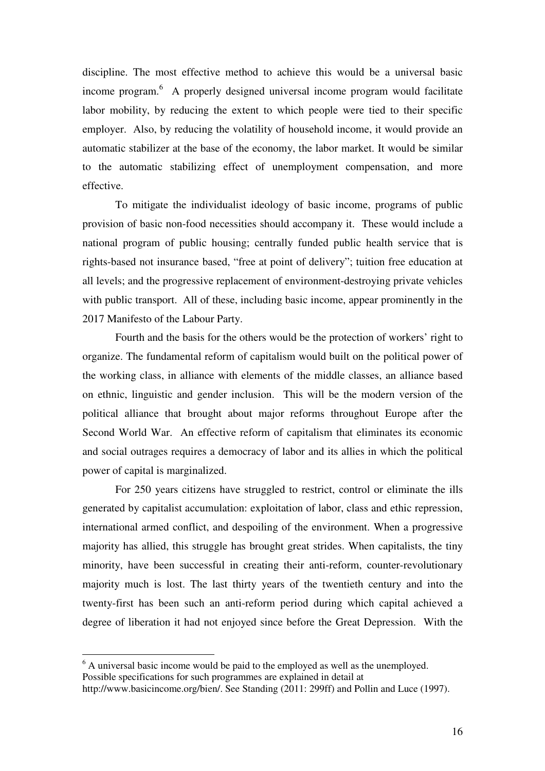discipline. The most effective method to achieve this would be a universal basic income program.[6] A properly designed universal income program would facilitate labor mobility, by reducing the extent to which people were tied to their specific employer. Also, by reducing the volatility of household income, it would provide an automatic stabilizer at the base of the economy, the labor market. It would be similar to the automatic stabilizing effect of unemployment compensation, and more effective.

To mitigate the individualist ideology of basic income, programs of public provision of basic non-food necessities should accompany it. These would include a national program of public housing; centrally funded public health service that is rights-based not insurance based, "free at point of delivery"; tuition free education at all levels; and the progressive replacement of environment-destroying private vehicles with public transport. All of these, including basic income, appear prominently in the 2017 Manifesto of the Labour Party.

Fourth and the basis for the others would be the protection of workers' right to organize. The fundamental reform of capitalism would built on the political power of the working class, in alliance with elements of the middle classes, an alliance based on ethnic, linguistic and gender inclusion. This will be the modern version of the political alliance that brought about major reforms throughout Europe after the Second World War. An effective reform of capitalism that eliminates its economic and social outrages requires a democracy of labor and its allies in which the political power of capital is marginalized.

For 250 years citizens have struggled to restrict, control or eliminate the ills generated by capitalist accumulation: exploitation of labor, class and ethic repression, international armed conflict, and despoiling of the environment. When a progressive majority has allied, this struggle has brought great strides. When capitalists, the tiny minority, have been successful in creating their anti-reform, counter-revolutionary majority much is lost. The last thirty years of the twentieth century and into the twenty-first has been such an anti-reform period during which capital achieved a degree of liberation it had not enjoyed since before the Great Depression. With the

---

[6] A universal basic income would be paid to the employed as well as the unemployed. Possible specifications for such programmes are explained in detail at http://www.basicincome.org/bien/. See Standing (2011: 299ff) and Pollin and Luce (1997).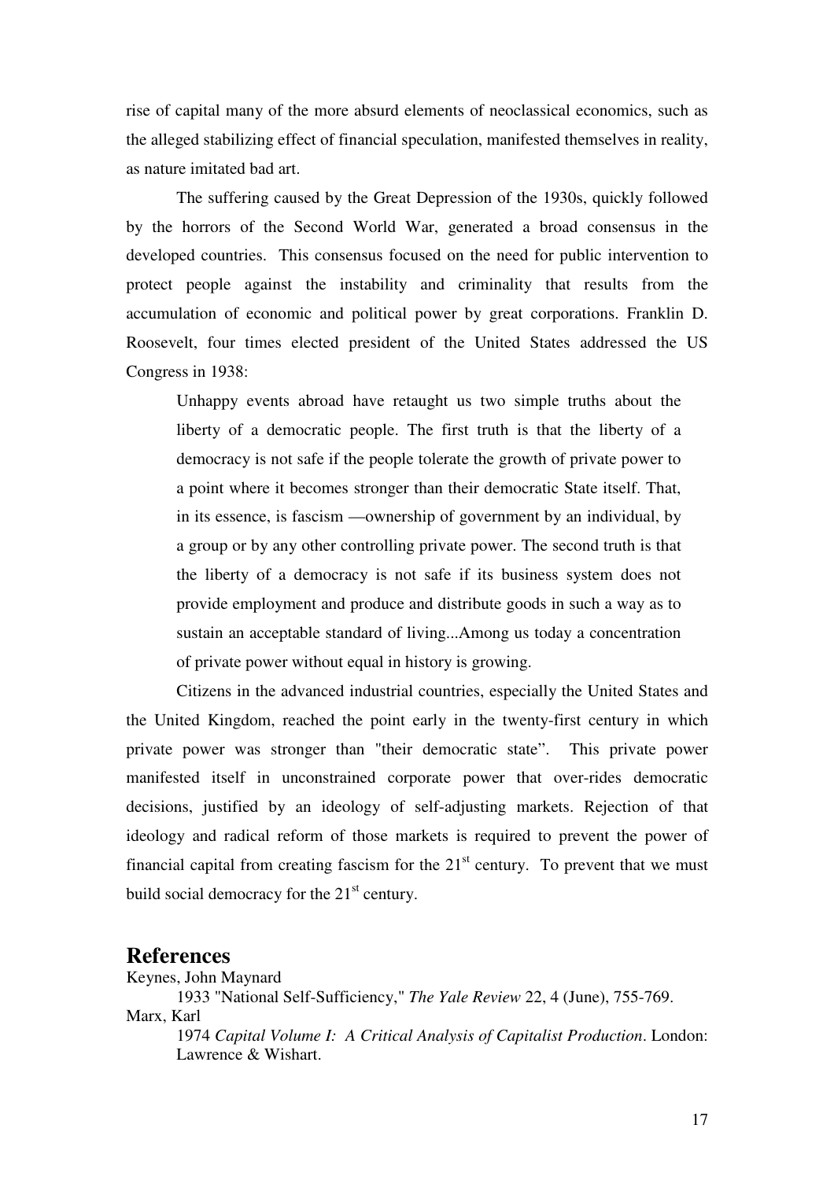rise of capital many of the more absurd elements of neoclassical economics, such as the alleged stabilizing effect of financial speculation, manifested themselves in reality, as nature imitated bad art.

The suffering caused by the Great Depression of the 1930s, quickly followed by the horrors of the Second World War, generated a broad consensus in the developed countries. This consensus focused on the need for public intervention to protect people against the instability and criminality that results from the accumulation of economic and political power by great corporations. Franklin D. Roosevelt, four times elected president of the United States addressed the US Congress in 1938:

> Unhappy events abroad have retaught us two simple truths about the liberty of a democratic people. The first truth is that the liberty of a democracy is not safe if the people tolerate the growth of private power to a point where it becomes stronger than their democratic State itself. That, in its essence, is fascism —ownership of government by an individual, by a group or by any other controlling private power. The second truth is that the liberty of a democracy is not safe if its business system does not provide employment and produce and distribute goods in such a way as to sustain an acceptable standard of living...Among us today a concentration of private power without equal in history is growing.

Citizens in the advanced industrial countries, especially the United States and the United Kingdom, reached the point early in the twenty-first century in which private power was stronger than "their democratic state". This private power manifested itself in unconstrained corporate power that over-rides democratic decisions, justified by an ideology of self-adjusting markets. Rejection of that ideology and radical reform of those markets is required to prevent the power of financial capital from creating fascism for the 21st century. To prevent that we must build social democracy for the 21st century.

## References

Keynes, John Maynard
  1933 "National Self-Sufficiency," *The Yale Review* 22, 4 (June), 755-769.

Marx, Karl
  1974 *Capital Volume I: A Critical Analysis of Capitalist Production*. London: Lawrence & Wishart.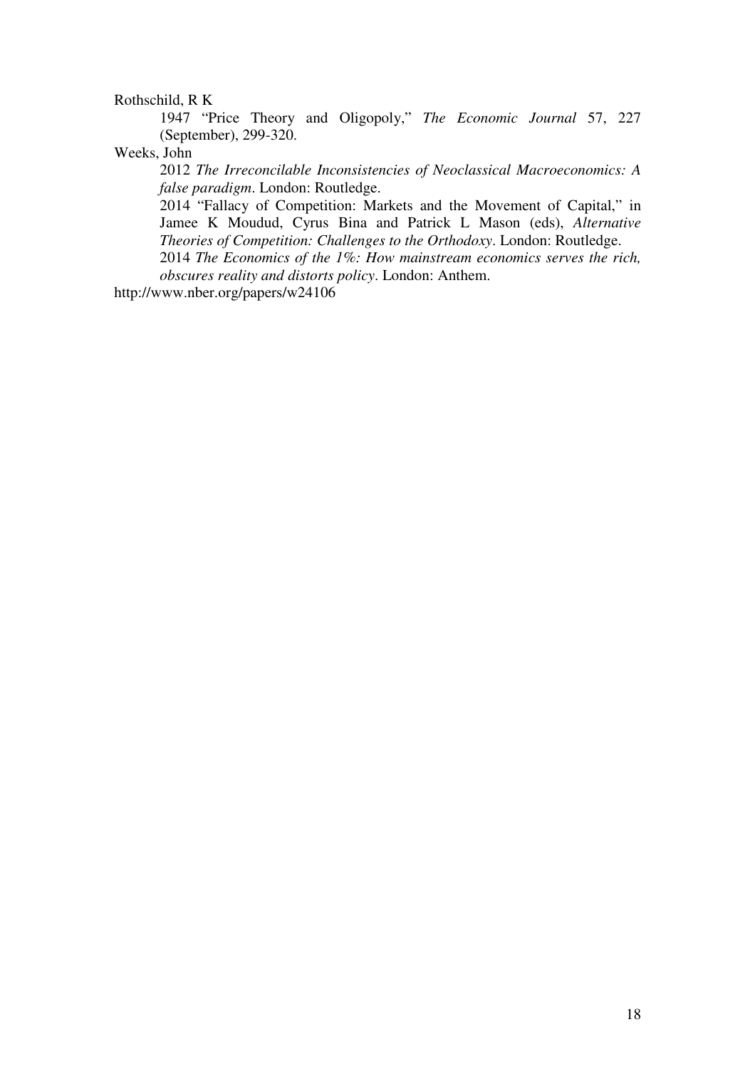Rothschild, R K

1947 "Price Theory and Oligopoly," *The Economic Journal* 57, 227 (September), 299-320.

Weeks, John

2012 *The Irreconcilable Inconsistencies of Neoclassical Macroeconomics: A false paradigm*. London: Routledge.

2014 "Fallacy of Competition: Markets and the Movement of Capital," in Jamee K Moudud, Cyrus Bina and Patrick L Mason (eds), *Alternative Theories of Competition: Challenges to the Orthodoxy*. London: Routledge.

2014 *The Economics of the 1%: How mainstream economics serves the rich, obscures reality and distorts policy*. London: Anthem.

http://www.nber.org/papers/w24106